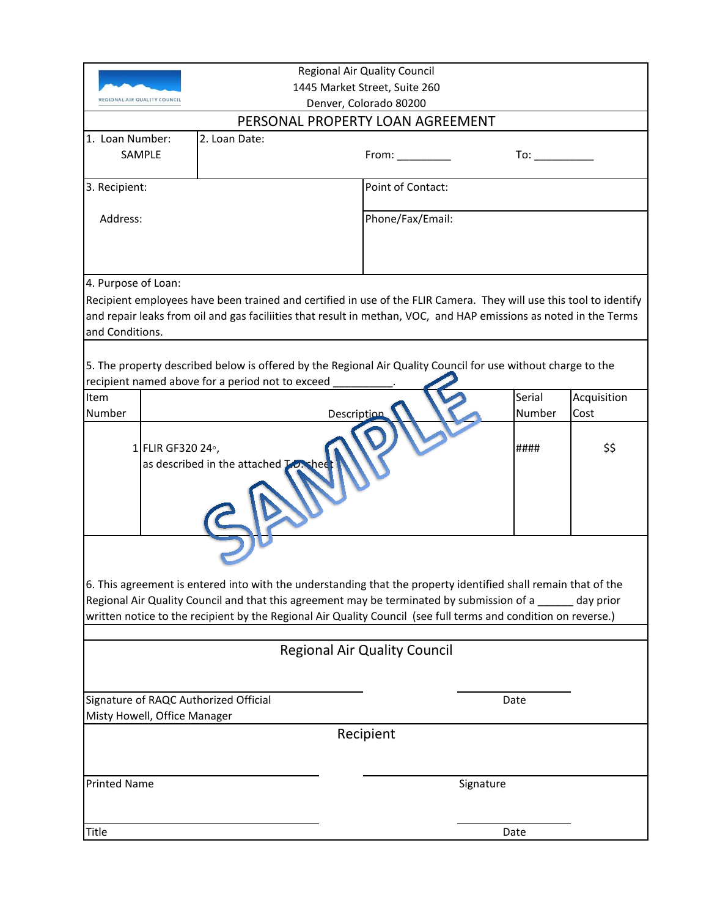Regional Air Quality Council
1445 Market Street, Suite 260
Denver, Colorado 80200

# PERSONAL PROPERTY LOAN AGREEMENT

| 1. Loan Number: SAMPLE | 2. Loan Date: From: _________ To: __________ |
|---|---|

| 3. Recipient: | Point of Contact: |
|---|---|
| Address: | Phone/Fax/Email: |

4. Purpose of Loan:
Recipient employees have been trained and certified in use of the FLIR Camera. They will use this tool to identify and repair leaks from oil and gas faciliities that result in methan, VOC, and HAP emissions as noted in the Terms and Conditions.

5. The property described below is offered by the Regional Air Quality Council for use without charge to the recipient named above for a period not to exceed __________.

| Item Number | Description | Serial Number | Acquisition Cost |
|---|---|---|---|
| 1 | FLIR GF320 24◦, as described in the attached T.D. sheet | #### | $$ |

SAMPLE

6. This agreement is entered into with the understanding that the property identified shall remain that of the Regional Air Quality Council and that this agreement may be terminated by submission of a ______ day prior written notice to the recipient by the Regional Air Quality Council (see full terms and condition on reverse.)

## Regional Air Quality Council

Signature of RAQC Authorized Official
Misty Howell, Office Manager

Date

## Recipient

Printed Name

Signature

Title

Date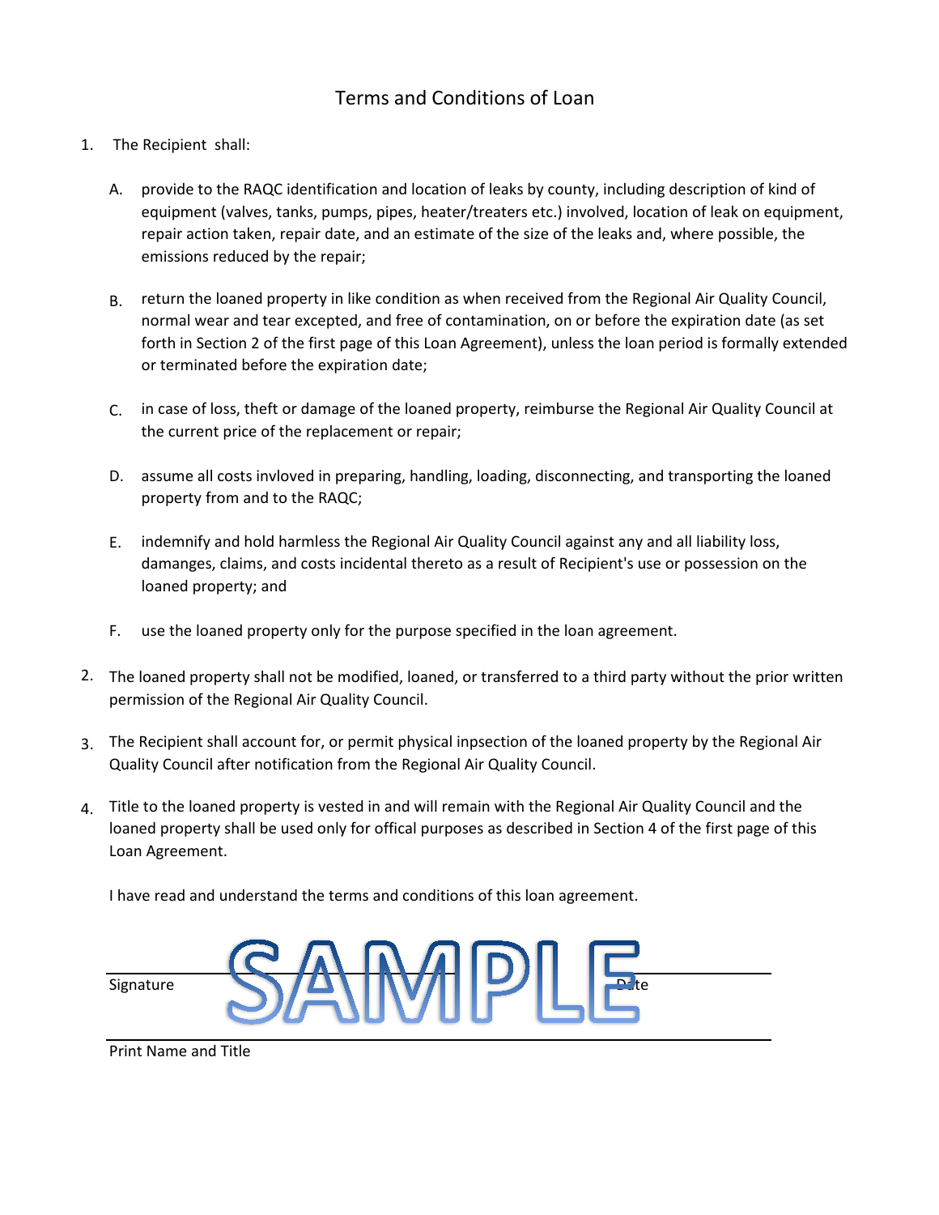# Terms and Conditions of Loan

1. The Recipient shall:

   A. provide to the RAQC identification and location of leaks by county, including description of kind of equipment (valves, tanks, pumps, pipes, heater/treaters etc.) involved, location of leak on equipment, repair action taken, repair date, and an estimate of the size of the leaks and, where possible, the emissions reduced by the repair;

   B. return the loaned property in like condition as when received from the Regional Air Quality Council, normal wear and tear excepted, and free of contamination, on or before the expiration date (as set forth in Section 2 of the first page of this Loan Agreement), unless the loan period is formally extended or terminated before the expiration date;

   C. in case of loss, theft or damage of the loaned property, reimburse the Regional Air Quality Council at the current price of the replacement or repair;

   D. assume all costs invloved in preparing, handling, loading, disconnecting, and transporting the loaned property from and to the RAQC;

   E. indemnify and hold harmless the Regional Air Quality Council against any and all liability loss, damanges, claims, and costs incidental thereto as a result of Recipient's use or possession on the loaned property; and

   F. use the loaned property only for the purpose specified in the loan agreement.

2. The loaned property shall not be modified, loaned, or transferred to a third party without the prior written permission of the Regional Air Quality Council.

3. The Recipient shall account for, or permit physical inpsection of the loaned property by the Regional Air Quality Council after notification from the Regional Air Quality Council.

4. Title to the loaned property is vested in and will remain with the Regional Air Quality Council and the loaned property shall be used only for offical purposes as described in Section 4 of the first page of this Loan Agreement.

I have read and understand the terms and conditions of this loan agreement.

SAMPLE

Signature ______________________________ Date ______________

Print Name and Title ______________________________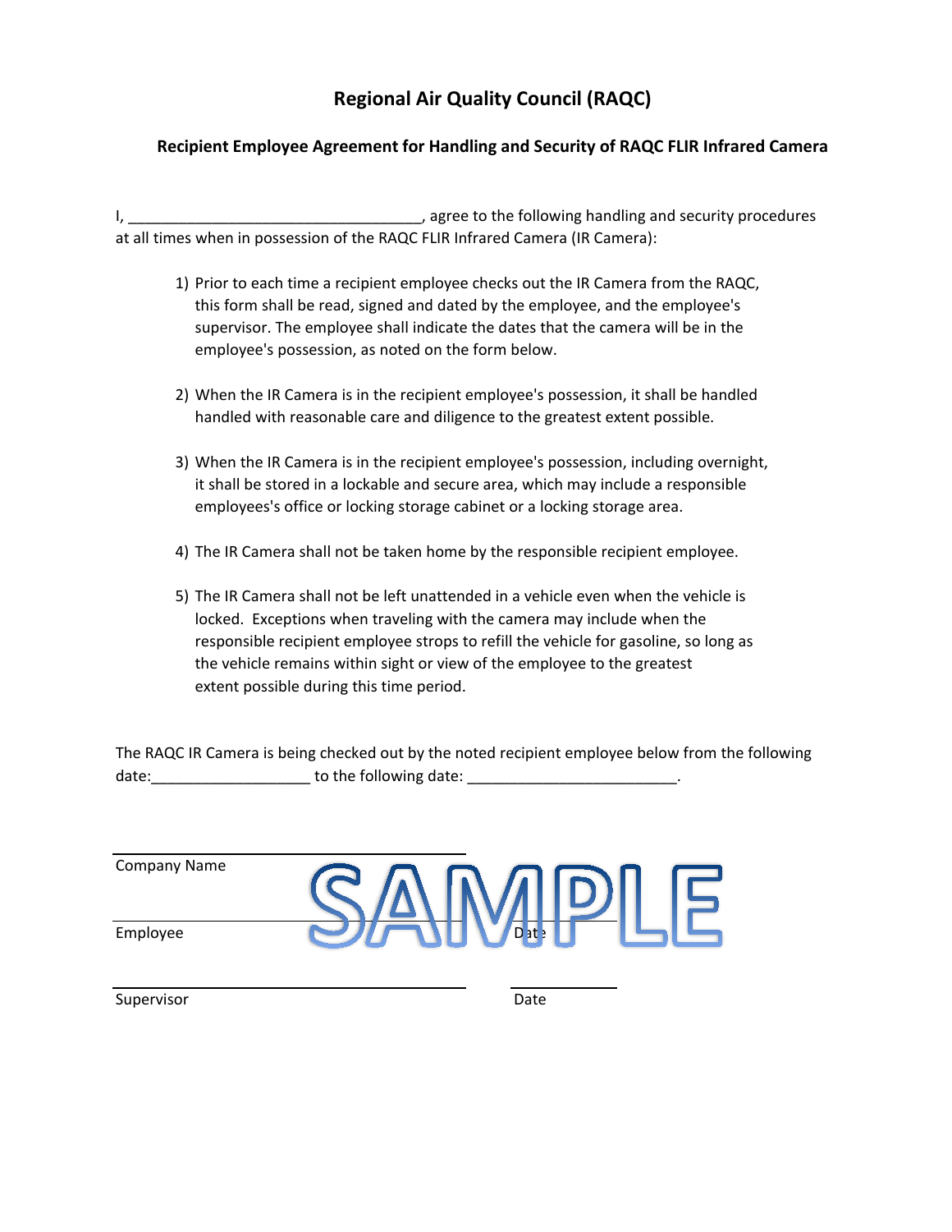# Regional Air Quality Council (RAQC)

## Recipient Employee Agreement for Handling and Security of RAQC FLIR Infrared Camera

I, ___________________________________, agree to the following handling and security procedures at all times when in possession of the RAQC FLIR Infrared Camera (IR Camera):

1) Prior to each time a recipient employee checks out the IR Camera from the RAQC, this form shall be read, signed and dated by the employee, and the employee's supervisor. The employee shall indicate the dates that the camera will be in the employee's possession, as noted on the form below.

2) When the IR Camera is in the recipient employee's possession, it shall be handled handled with reasonable care and diligence to the greatest extent possible.

3) When the IR Camera is in the recipient employee's possession, including overnight, it shall be stored in a lockable and secure area, which may include a responsible employees's office or locking storage cabinet or a locking storage area.

4) The IR Camera shall not be taken home by the responsible recipient employee.

5) The IR Camera shall not be left unattended in a vehicle even when the vehicle is locked. Exceptions when traveling with the camera may include when the responsible recipient employee strops to refill the vehicle for gasoline, so long as the vehicle remains within sight or view of the employee to the greatest extent possible during this time period.

The RAQC IR Camera is being checked out by the noted recipient employee below from the following date:___________________ to the following date: ________________________.

_______________________________________
Company Name

_______________________________________ ____________
Employee Date

_______________________________________ ____________
Supervisor Date

SAMPLE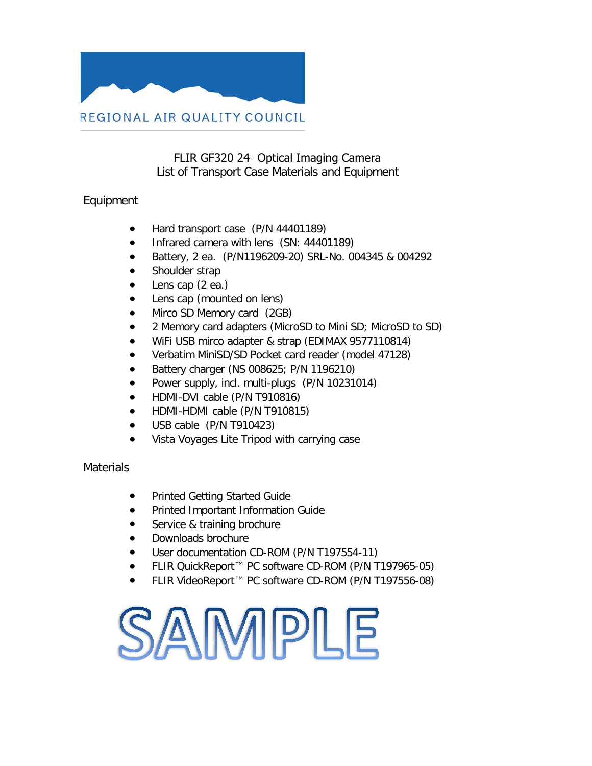REGIONAL AIR QUALITY COUNCIL

FLIR GF320 24◦ Optical Imaging Camera
List of Transport Case Materials and Equipment

## Equipment

- Hard transport case (P/N 44401189)
- Infrared camera with lens (SN: 44401189)
- Battery, 2 ea. (P/N1196209-20) SRL-No. 004345 & 004292
- Shoulder strap
- Lens cap (2 ea.)
- Lens cap (mounted on lens)
- Mirco SD Memory card (2GB)
- 2 Memory card adapters (MicroSD to Mini SD; MicroSD to SD)
- WiFi USB mirco adapter & strap (EDIMAX 9577110814)
- Verbatim MiniSD/SD Pocket card reader (model 47128)
- Battery charger (NS 008625; P/N 1196210)
- Power supply, incl. multi-plugs (P/N 10231014)
- HDMI-DVI cable (P/N T910816)
- HDMI-HDMI cable (P/N T910815)
- USB cable (P/N T910423)
- Vista Voyages Lite Tripod with carrying case

## Materials

- Printed Getting Started Guide
- Printed Important Information Guide
- Service & training brochure
- Downloads brochure
- User documentation CD-ROM (P/N T197554-11)
- FLIR QuickReport™ PC software CD-ROM (P/N T197965-05)
- FLIR VideoReport™ PC software CD-ROM (P/N T197556-08)

SAMPLE